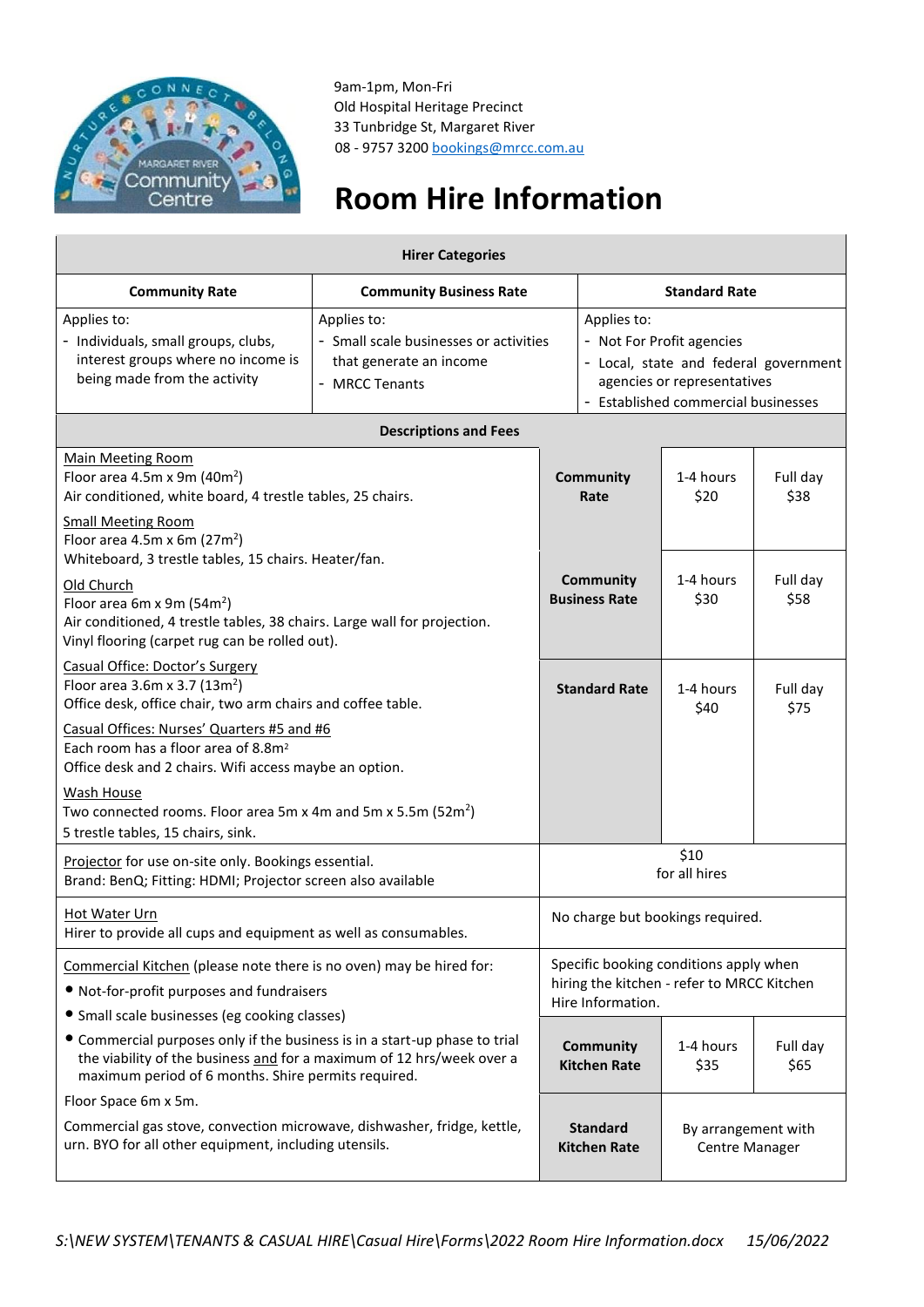9am-1pm, Mon-Fri
Old Hospital Heritage Precinct
33 Tunbridge St, Margaret River
08 - 9757 3200 bookings@mrcc.com.au

# Room Hire Information

## Hirer Categories

| Community Rate | Community Business Rate | Standard Rate |
|---|---|---|
| Applies to:<br>- Individuals, small groups, clubs, interest groups where no income is being made from the activity | Applies to:<br>- Small scale businesses or activities that generate an income<br>- MRCC Tenants | Applies to:<br>- Not For Profit agencies<br>- Local, state and federal government agencies or representatives<br>- Established commercial businesses |

## Descriptions and Fees

| Description | Rate | 1-4 hours | Full day |
|---|---|---|---|
| Main Meeting Room<br>Floor area 4.5m x 9m (40m$^2$)<br>Air conditioned, white board, 4 trestle tables, 25 chairs.<br><br>Small Meeting Room<br>Floor area 4.5m x 6m (27m$^2$)<br>Whiteboard, 3 trestle tables, 15 chairs. Heater/fan.<br><br>Old Church<br>Floor area 6m x 9m (54m$^2$)<br>Air conditioned, 4 trestle tables, 38 chairs. Large wall for projection. Vinyl flooring (carpet rug can be rolled out).<br><br>Casual Office: Doctor's Surgery<br>Floor area 3.6m x 3.7 (13m$^2$)<br>Office desk, office chair, two arm chairs and coffee table.<br><br>Casual Offices: Nurses' Quarters #5 and #6<br>Each room has a floor area of 8.8m$^2$<br>Office desk and 2 chairs. Wifi access maybe an option.<br><br>Wash House<br>Two connected rooms. Floor area 5m x 4m and 5m x 5.5m (52m$^2$)<br>5 trestle tables, 15 chairs, sink. | **Community Rate** | $20 | $38 |
| | **Community Business Rate** | $30 | $58 |
| | **Standard Rate** | $40 | $75 |
| Projector for use on-site only. Bookings essential.<br>Brand: BenQ; Fitting: HDMI; Projector screen also available | $10 for all hires | | |
| Hot Water Urn<br>Hirer to provide all cups and equipment as well as consumables. | No charge but bookings required. | | |
| Commercial Kitchen (please note there is no oven) may be hired for:<br>● Not-for-profit purposes and fundraisers<br>● Small scale businesses (eg cooking classes)<br>● Commercial purposes only if the business is in a start-up phase to trial the viability of the business and for a maximum of 12 hrs/week over a maximum period of 6 months. Shire permits required.<br><br>Floor Space 6m x 5m.<br><br>Commercial gas stove, convection microwave, dishwasher, fridge, kettle, urn. BYO for all other equipment, including utensils. | Specific booking conditions apply when hiring the kitchen - refer to MRCC Kitchen Hire Information. | | |
| | **Community Kitchen Rate** | $35 | $65 |
| | **Standard Kitchen Rate** | By arrangement with Centre Manager | |

*S:\NEW SYSTEM\TENANTS & CASUAL HIRE\Casual Hire\Forms\2022 Room Hire Information.docx 15/06/2022*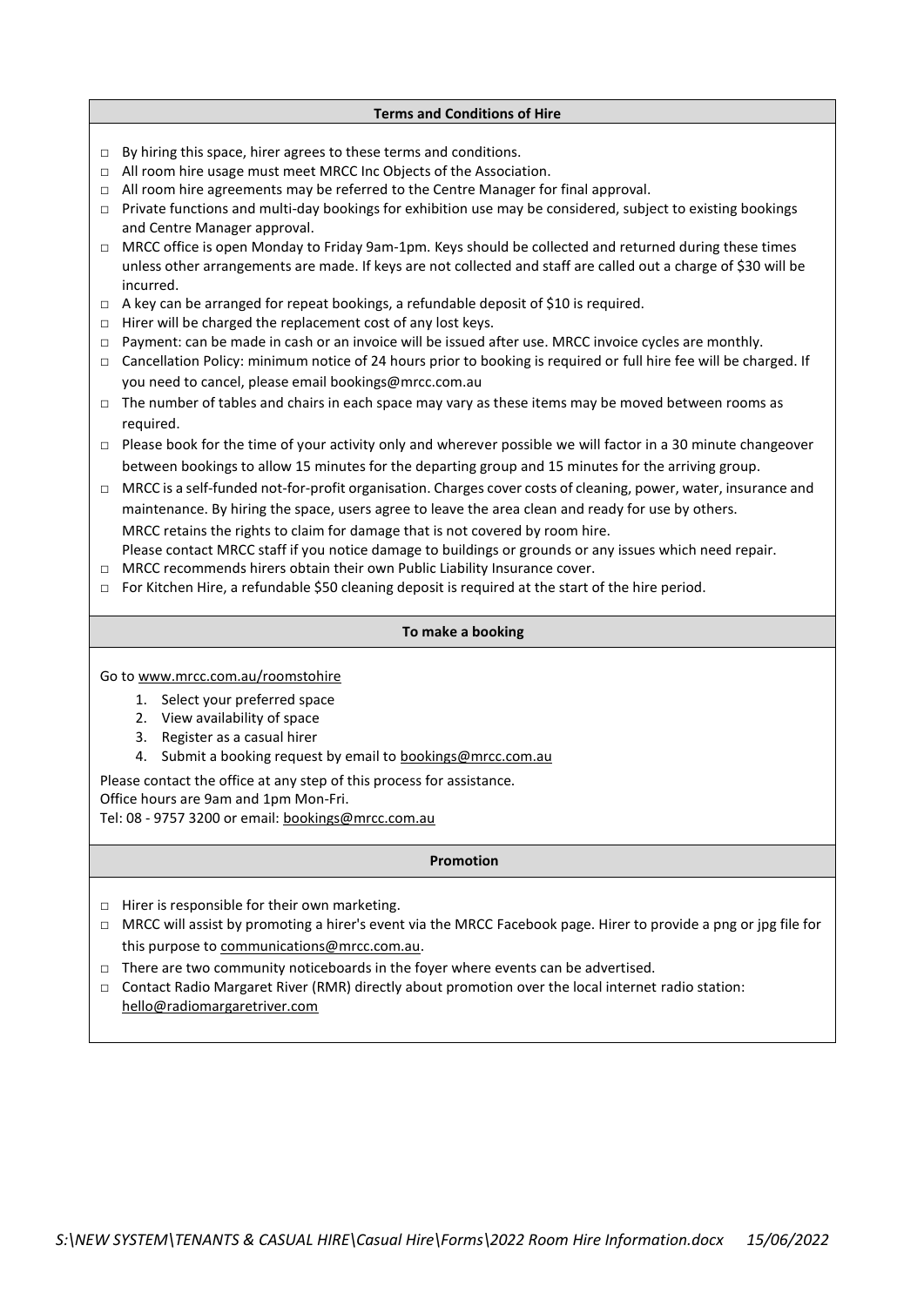## Terms and Conditions of Hire

- By hiring this space, hirer agrees to these terms and conditions.
- All room hire usage must meet MRCC Inc Objects of the Association.
- All room hire agreements may be referred to the Centre Manager for final approval.
- Private functions and multi-day bookings for exhibition use may be considered, subject to existing bookings and Centre Manager approval.
- MRCC office is open Monday to Friday 9am-1pm. Keys should be collected and returned during these times unless other arrangements are made. If keys are not collected and staff are called out a charge of $30 will be incurred.
- A key can be arranged for repeat bookings, a refundable deposit of $10 is required.
- Hirer will be charged the replacement cost of any lost keys.
- Payment: can be made in cash or an invoice will be issued after use. MRCC invoice cycles are monthly.
- Cancellation Policy: minimum notice of 24 hours prior to booking is required or full hire fee will be charged. If you need to cancel, please email bookings@mrcc.com.au
- The number of tables and chairs in each space may vary as these items may be moved between rooms as required.
- Please book for the time of your activity only and wherever possible we will factor in a 30 minute changeover between bookings to allow 15 minutes for the departing group and 15 minutes for the arriving group.
- MRCC is a self-funded not-for-profit organisation. Charges cover costs of cleaning, power, water, insurance and maintenance. By hiring the space, users agree to leave the area clean and ready for use by others.
  MRCC retains the rights to claim for damage that is not covered by room hire.
  Please contact MRCC staff if you notice damage to buildings or grounds or any issues which need repair.
- MRCC recommends hirers obtain their own Public Liability Insurance cover.
- For Kitchen Hire, a refundable $50 cleaning deposit is required at the start of the hire period.

## To make a booking

Go to www.mrcc.com.au/roomstohire

1. Select your preferred space
2. View availability of space
3. Register as a casual hirer
4. Submit a booking request by email to bookings@mrcc.com.au

Please contact the office at any step of this process for assistance.
Office hours are 9am and 1pm Mon-Fri.
Tel: 08 - 9757 3200 or email: bookings@mrcc.com.au

## Promotion

- Hirer is responsible for their own marketing.
- MRCC will assist by promoting a hirer's event via the MRCC Facebook page. Hirer to provide a png or jpg file for this purpose to communications@mrcc.com.au.
- There are two community noticeboards in the foyer where events can be advertised.
- Contact Radio Margaret River (RMR) directly about promotion over the local internet radio station: hello@radiomargaretriver.com

*S:\NEW SYSTEM\TENANTS & CASUAL HIRE\Casual Hire\Forms\2022 Room Hire Information.docx 15/06/2022*